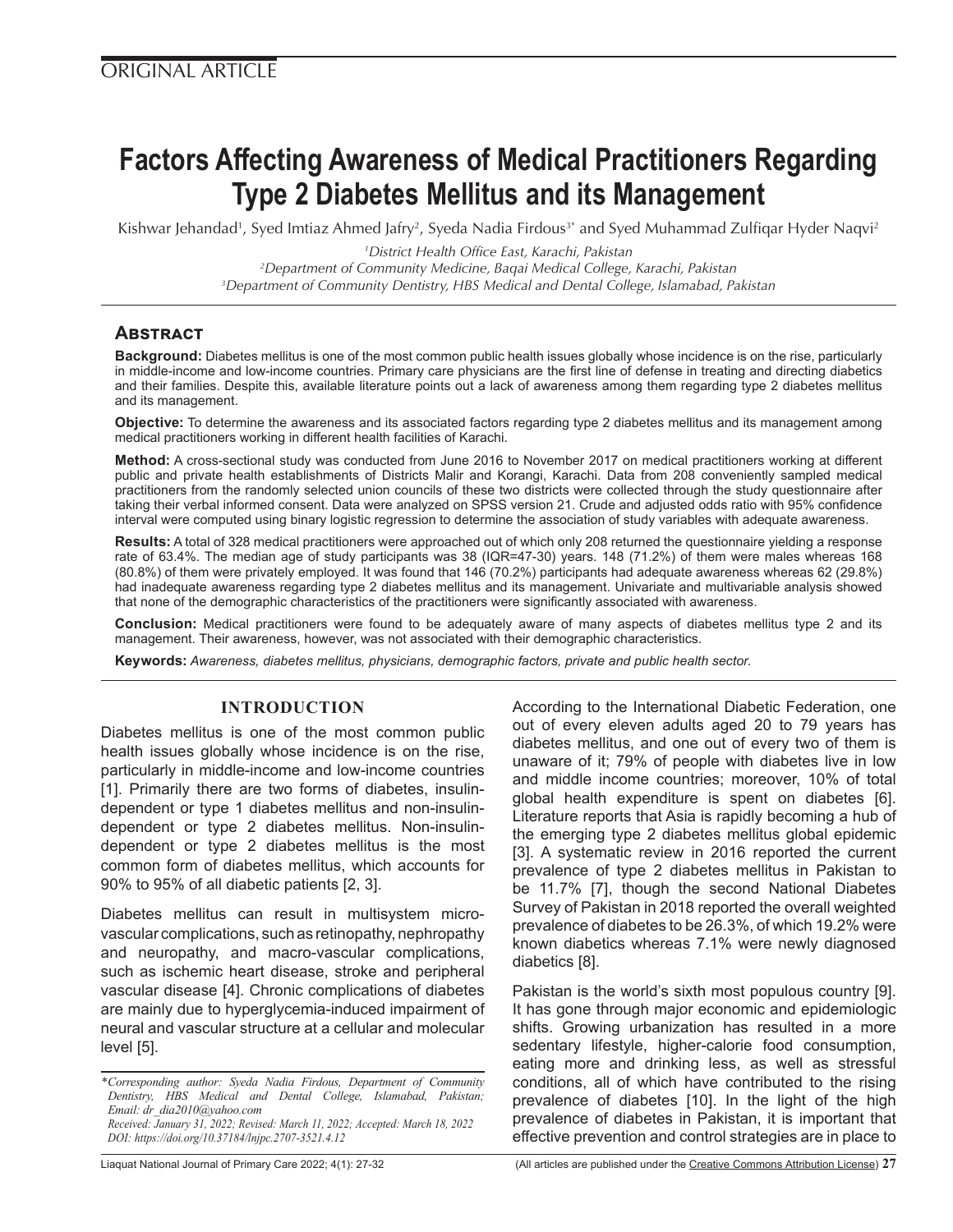ORIGINAL ARTICLE

# Factors Affecting Awareness of Medical Practitioners Regarding Type 2 Diabetes Mellitus and its Management

Kishwar Jehandad[1], Syed Imtiaz Ahmed Jafry[2], Syeda Nadia Firdous[3*] and Syed Muhammad Zulfiqar Hyder Naqvi[2]

[1]*District Health Office East, Karachi, Pakistan*
[2]*Department of Community Medicine, Baqai Medical College, Karachi, Pakistan*
[3]*Department of Community Dentistry, HBS Medical and Dental College, Islamabad, Pakistan*

## Abstract

**Background:** Diabetes mellitus is one of the most common public health issues globally whose incidence is on the rise, particularly in middle-income and low-income countries. Primary care physicians are the first line of defense in treating and directing diabetics and their families. Despite this, available literature points out a lack of awareness among them regarding type 2 diabetes mellitus and its management.

**Objective:** To determine the awareness and its associated factors regarding type 2 diabetes mellitus and its management among medical practitioners working in different health facilities of Karachi.

**Method:** A cross-sectional study was conducted from June 2016 to November 2017 on medical practitioners working at different public and private health establishments of Districts Malir and Korangi, Karachi. Data from 208 conveniently sampled medical practitioners from the randomly selected union councils of these two districts were collected through the study questionnaire after taking their verbal informed consent. Data were analyzed on SPSS version 21. Crude and adjusted odds ratio with 95% confidence interval were computed using binary logistic regression to determine the association of study variables with adequate awareness.

**Results:** A total of 328 medical practitioners were approached out of which only 208 returned the questionnaire yielding a response rate of 63.4%. The median age of study participants was 38 (IQR=47-30) years. 148 (71.2%) of them were males whereas 168 (80.8%) of them were privately employed. It was found that 146 (70.2%) participants had adequate awareness whereas 62 (29.8%) had inadequate awareness regarding type 2 diabetes mellitus and its management. Univariate and multivariable analysis showed that none of the demographic characteristics of the practitioners were significantly associated with awareness.

**Conclusion:** Medical practitioners were found to be adequately aware of many aspects of diabetes mellitus type 2 and its management. Their awareness, however, was not associated with their demographic characteristics.

**Keywords:** *Awareness, diabetes mellitus, physicians, demographic factors, private and public health sector.*

## INTRODUCTION

Diabetes mellitus is one of the most common public health issues globally whose incidence is on the rise, particularly in middle-income and low-income countries [1]. Primarily there are two forms of diabetes, insulin-dependent or type 1 diabetes mellitus and non-insulin-dependent or type 2 diabetes mellitus. Non-insulin-dependent or type 2 diabetes mellitus is the most common form of diabetes mellitus, which accounts for 90% to 95% of all diabetic patients [2, 3].

Diabetes mellitus can result in multisystem micro-vascular complications, such as retinopathy, nephropathy and neuropathy, and macro-vascular complications, such as ischemic heart disease, stroke and peripheral vascular disease [4]. Chronic complications of diabetes are mainly due to hyperglycemia-induced impairment of neural and vascular structure at a cellular and molecular level [5].

According to the International Diabetic Federation, one out of every eleven adults aged 20 to 79 years has diabetes mellitus, and one out of every two of them is unaware of it; 79% of people with diabetes live in low and middle income countries; moreover, 10% of total global health expenditure is spent on diabetes [6]. Literature reports that Asia is rapidly becoming a hub of the emerging type 2 diabetes mellitus global epidemic [3]. A systematic review in 2016 reported the current prevalence of type 2 diabetes mellitus in Pakistan to be 11.7% [7], though the second National Diabetes Survey of Pakistan in 2018 reported the overall weighted prevalence of diabetes to be 26.3%, of which 19.2% were known diabetics whereas 7.1% were newly diagnosed diabetics [8].

Pakistan is the world's sixth most populous country [9]. It has gone through major economic and epidemiologic shifts. Growing urbanization has resulted in a more sedentary lifestyle, higher-calorie food consumption, eating more and drinking less, as well as stressful conditions, all of which have contributed to the rising prevalence of diabetes [10]. In the light of the high prevalence of diabetes in Pakistan, it is important that effective prevention and control strategies are in place to

---

*Corresponding author: Syeda Nadia Firdous, Department of Community Dentistry, HBS Medical and Dental College, Islamabad, Pakistan; Email: dr_dia2010@yahoo.com*
*Received: January 31, 2022; Revised: March 11, 2022; Accepted: March 18, 2022*
*DOI: https://doi.org/10.37184/lnjpc.2707-3521.4.12*

(All articles are published under the Creative Commons Attribution License)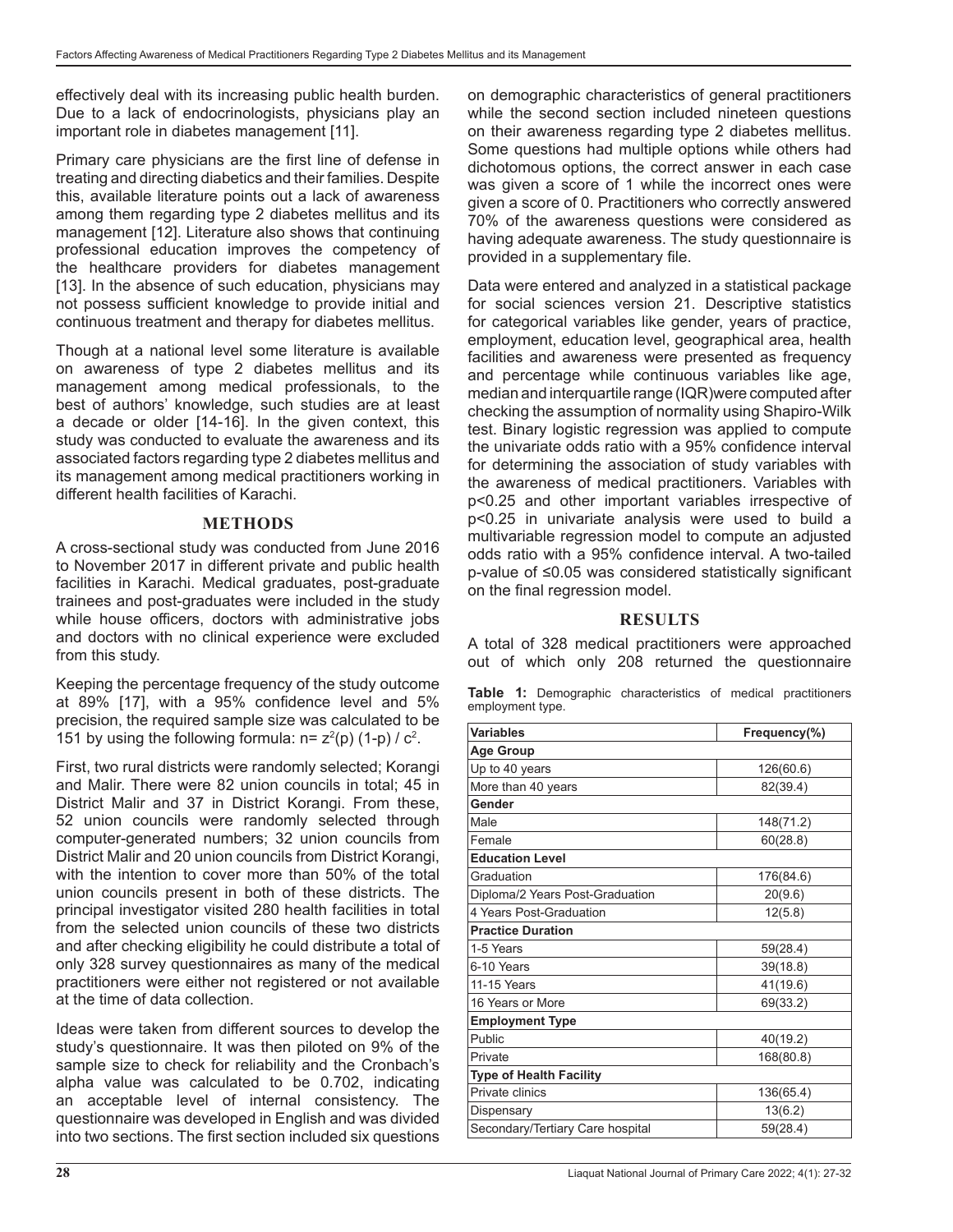effectively deal with its increasing public health burden. Due to a lack of endocrinologists, physicians play an important role in diabetes management [11].

Primary care physicians are the first line of defense in treating and directing diabetics and their families. Despite this, available literature points out a lack of awareness among them regarding type 2 diabetes mellitus and its management [12]. Literature also shows that continuing professional education improves the competency of the healthcare providers for diabetes management [13]. In the absence of such education, physicians may not possess sufficient knowledge to provide initial and continuous treatment and therapy for diabetes mellitus.

Though at a national level some literature is available on awareness of type 2 diabetes mellitus and its management among medical professionals, to the best of authors' knowledge, such studies are at least a decade or older [14-16]. In the given context, this study was conducted to evaluate the awareness and its associated factors regarding type 2 diabetes mellitus and its management among medical practitioners working in different health facilities of Karachi.

## METHODS

A cross-sectional study was conducted from June 2016 to November 2017 in different private and public health facilities in Karachi. Medical graduates, post-graduate trainees and post-graduates were included in the study while house officers, doctors with administrative jobs and doctors with no clinical experience were excluded from this study.

Keeping the percentage frequency of the study outcome at 89% [17], with a 95% confidence level and 5% precision, the required sample size was calculated to be 151 by using the following formula: $n = z^2(p)(1-p) / c^2$.

First, two rural districts were randomly selected; Korangi and Malir. There were 82 union councils in total; 45 in District Malir and 37 in District Korangi. From these, 52 union councils were randomly selected through computer-generated numbers; 32 union councils from District Malir and 20 union councils from District Korangi, with the intention to cover more than 50% of the total union councils present in both of these districts. The principal investigator visited 280 health facilities in total from the selected union councils of these two districts and after checking eligibility he could distribute a total of only 328 survey questionnaires as many of the medical practitioners were either not registered or not available at the time of data collection.

Ideas were taken from different sources to develop the study's questionnaire. It was then piloted on 9% of the sample size to check for reliability and the Cronbach's alpha value was calculated to be 0.702, indicating an acceptable level of internal consistency. The questionnaire was developed in English and was divided into two sections. The first section included six questions on demographic characteristics of general practitioners while the second section included nineteen questions on their awareness regarding type 2 diabetes mellitus. Some questions had multiple options while others had dichotomous options, the correct answer in each case was given a score of 1 while the incorrect ones were given a score of 0. Practitioners who correctly answered 70% of the awareness questions were considered as having adequate awareness. The study questionnaire is provided in a supplementary file.

Data were entered and analyzed in a statistical package for social sciences version 21. Descriptive statistics for categorical variables like gender, years of practice, employment, education level, geographical area, health facilities and awareness were presented as frequency and percentage while continuous variables like age, median and interquartile range (IQR) were computed after checking the assumption of normality using Shapiro-Wilk test. Binary logistic regression was applied to compute the univariate odds ratio with a 95% confidence interval for determining the association of study variables with the awareness of medical practitioners. Variables with $p<0.25$ and other important variables irrespective of $p<0.25$ in univariate analysis were used to build a multivariable regression model to compute an adjusted odds ratio with a 95% confidence interval. A two-tailed p-value of $\leq 0.05$ was considered statistically significant on the final regression model.

## RESULTS

A total of 328 medical practitioners were approached out of which only 208 returned the questionnaire

**Table 1:** Demographic characteristics of medical practitioners employment type.

| Variables | Frequency(%) |
|---|---|
| **Age Group** | |
| Up to 40 years | 126(60.6) |
| More than 40 years | 82(39.4) |
| **Gender** | |
| Male | 148(71.2) |
| Female | 60(28.8) |
| **Education Level** | |
| Graduation | 176(84.6) |
| Diploma/2 Years Post-Graduation | 20(9.6) |
| 4 Years Post-Graduation | 12(5.8) |
| **Practice Duration** | |
| 1-5 Years | 59(28.4) |
| 6-10 Years | 39(18.8) |
| 11-15 Years | 41(19.6) |
| 16 Years or More | 69(33.2) |
| **Employment Type** | |
| Public | 40(19.2) |
| Private | 168(80.8) |
| **Type of Health Facility** | |
| Private clinics | 136(65.4) |
| Dispensary | 13(6.2) |
| Secondary/Tertiary Care hospital | 59(28.4) |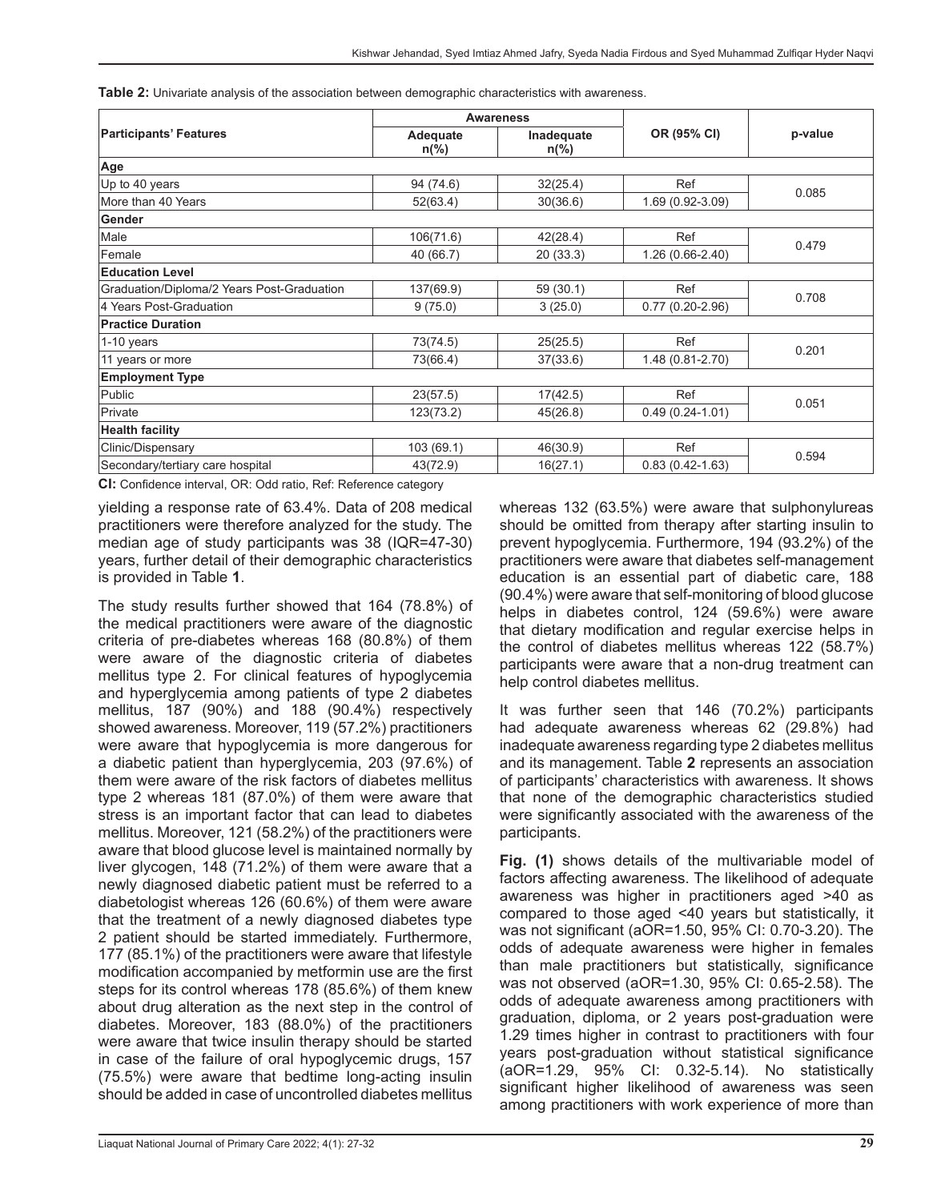**Table 2:** Univariate analysis of the association between demographic characteristics with awareness.

| Participants' Features | Awareness | | OR (95% CI) | p-value |
|---|---|---|---|---|
| | Adequate n(%) | Inadequate n(%) | | |
| **Age** | | | | |
| Up to 40 years | 94 (74.6) | 32(25.4) | Ref | 0.085 |
| More than 40 Years | 52(63.4) | 30(36.6) | 1.69 (0.92-3.09) | |
| **Gender** | | | | |
| Male | 106(71.6) | 42(28.4) | Ref | 0.479 |
| Female | 40 (66.7) | 20 (33.3) | 1.26 (0.66-2.40) | |
| **Education Level** | | | | |
| Graduation/Diploma/2 Years Post-Graduation | 137(69.9) | 59 (30.1) | Ref | 0.708 |
| 4 Years Post-Graduation | 9 (75.0) | 3 (25.0) | 0.77 (0.20-2.96) | |
| **Practice Duration** | | | | |
| 1-10 years | 73(74.5) | 25(25.5) | Ref | 0.201 |
| 11 years or more | 73(66.4) | 37(33.6) | 1.48 (0.81-2.70) | |
| **Employment Type** | | | | |
| Public | 23(57.5) | 17(42.5) | Ref | 0.051 |
| Private | 123(73.2) | 45(26.8) | 0.49 (0.24-1.01) | |
| **Health facility** | | | | |
| Clinic/Dispensary | 103 (69.1) | 46(30.9) | Ref | 0.594 |
| Secondary/tertiary care hospital | 43(72.9) | 16(27.1) | 0.83 (0.42-1.63) | |

**CI:** Confidence interval, OR: Odd ratio, Ref: Reference category

yielding a response rate of 63.4%. Data of 208 medical practitioners were therefore analyzed for the study. The median age of study participants was 38 (IQR=47-30) years, further detail of their demographic characteristics is provided in Table **1**.

The study results further showed that 164 (78.8%) of the medical practitioners were aware of the diagnostic criteria of pre-diabetes whereas 168 (80.8%) of them were aware of the diagnostic criteria of diabetes mellitus type 2. For clinical features of hypoglycemia and hyperglycemia among patients of type 2 diabetes mellitus, 187 (90%) and 188 (90.4%) respectively showed awareness. Moreover, 119 (57.2%) practitioners were aware that hypoglycemia is more dangerous for a diabetic patient than hyperglycemia, 203 (97.6%) of them were aware of the risk factors of diabetes mellitus type 2 whereas 181 (87.0%) of them were aware that stress is an important factor that can lead to diabetes mellitus. Moreover, 121 (58.2%) of the practitioners were aware that blood glucose level is maintained normally by liver glycogen, 148 (71.2%) of them were aware that a newly diagnosed diabetic patient must be referred to a diabetologist whereas 126 (60.6%) of them were aware that the treatment of a newly diagnosed diabetes type 2 patient should be started immediately. Furthermore, 177 (85.1%) of the practitioners were aware that lifestyle modification accompanied by metformin use are the first steps for its control whereas 178 (85.6%) of them knew about drug alteration as the next step in the control of diabetes. Moreover, 183 (88.0%) of the practitioners were aware that twice insulin therapy should be started in case of the failure of oral hypoglycemic drugs, 157 (75.5%) were aware that bedtime long-acting insulin should be added in case of uncontrolled diabetes mellitus whereas 132 (63.5%) were aware that sulphonylureas should be omitted from therapy after starting insulin to prevent hypoglycemia. Furthermore, 194 (93.2%) of the practitioners were aware that diabetes self-management education is an essential part of diabetic care, 188 (90.4%) were aware that self-monitoring of blood glucose helps in diabetes control, 124 (59.6%) were aware that dietary modification and regular exercise helps in the control of diabetes mellitus whereas 122 (58.7%) participants were aware that a non-drug treatment can help control diabetes mellitus.

It was further seen that 146 (70.2%) participants had adequate awareness whereas 62 (29.8%) had inadequate awareness regarding type 2 diabetes mellitus and its management. Table **2** represents an association of participants' characteristics with awareness. It shows that none of the demographic characteristics studied were significantly associated with the awareness of the participants.

**Fig. (1)** shows details of the multivariable model of factors affecting awareness. The likelihood of adequate awareness was higher in practitioners aged >40 as compared to those aged <40 years but statistically, it was not significant (aOR=1.50, 95% CI: 0.70-3.20). The odds of adequate awareness were higher in females than male practitioners but statistically, significance was not observed (aOR=1.30, 95% CI: 0.65-2.58). The odds of adequate awareness among practitioners with graduation, diploma, or 2 years post-graduation were 1.29 times higher in contrast to practitioners with four years post-graduation without statistical significance (aOR=1.29, 95% CI: 0.32-5.14). No statistically significant higher likelihood of awareness was seen among practitioners with work experience of more than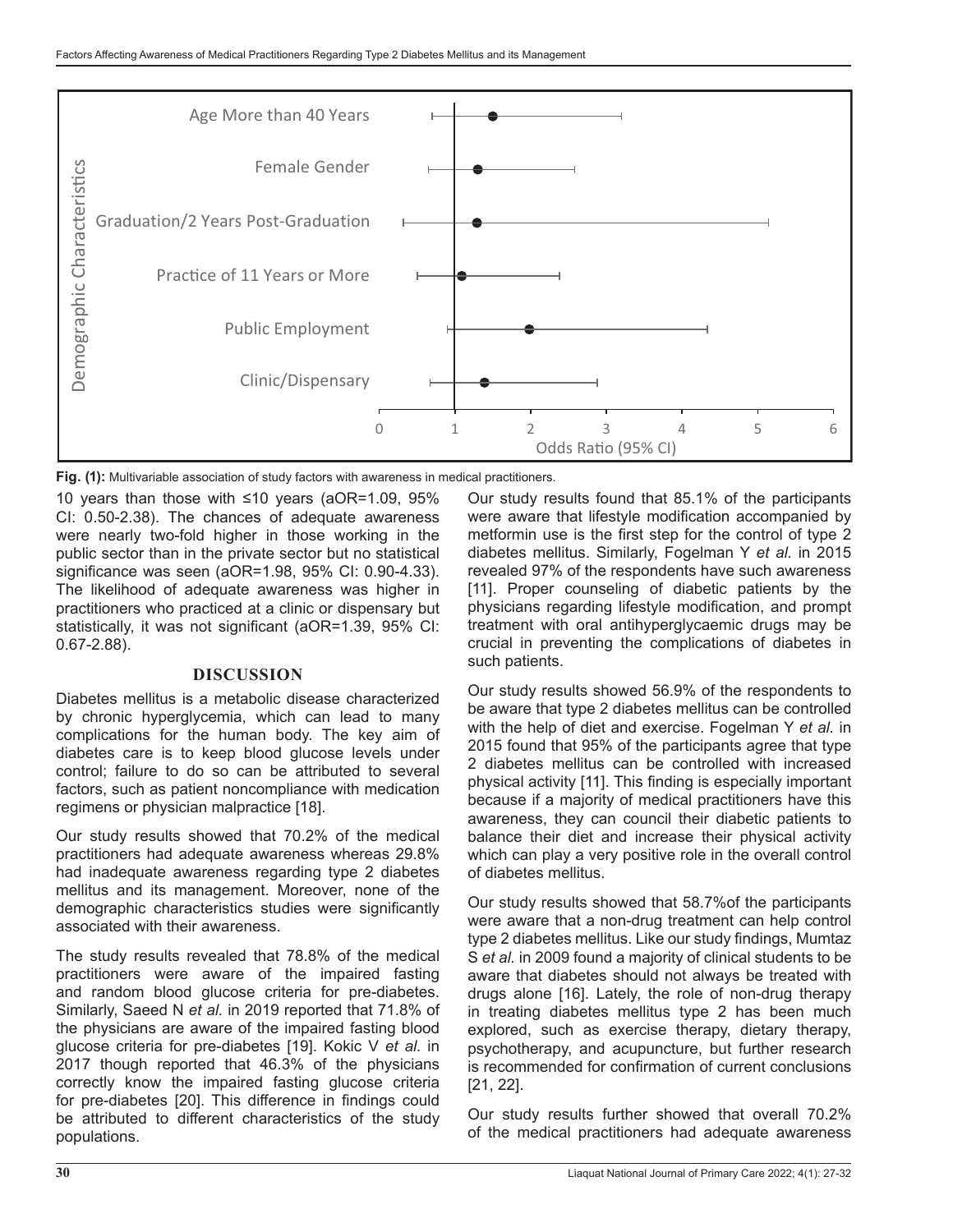Fig. (1): Multivariable association of study factors with awareness in medical practitioners.

10 years than those with ≤10 years (aOR=1.09, 95% CI: 0.50-2.38). The chances of adequate awareness were nearly two-fold higher in those working in the public sector than in the private sector but no statistical significance was seen (aOR=1.98, 95% CI: 0.90-4.33). The likelihood of adequate awareness was higher in practitioners who practiced at a clinic or dispensary but statistically, it was not significant (aOR=1.39, 95% CI: 0.67-2.88).

## DISCUSSION

Diabetes mellitus is a metabolic disease characterized by chronic hyperglycemia, which can lead to many complications for the human body. The key aim of diabetes care is to keep blood glucose levels under control; failure to do so can be attributed to several factors, such as patient noncompliance with medication regimens or physician malpractice [18].

Our study results showed that 70.2% of the medical practitioners had adequate awareness whereas 29.8% had inadequate awareness regarding type 2 diabetes mellitus and its management. Moreover, none of the demographic characteristics studies were significantly associated with their awareness.

The study results revealed that 78.8% of the medical practitioners were aware of the impaired fasting and random blood glucose criteria for pre-diabetes. Similarly, Saeed N *et al.* in 2019 reported that 71.8% of the physicians are aware of the impaired fasting blood glucose criteria for pre-diabetes [19]. Kokic V *et al.* in 2017 though reported that 46.3% of the physicians correctly know the impaired fasting glucose criteria for pre-diabetes [20]. This difference in findings could be attributed to different characteristics of the study populations.

Our study results found that 85.1% of the participants were aware that lifestyle modification accompanied by metformin use is the first step for the control of type 2 diabetes mellitus. Similarly, Fogelman Y *et al.* in 2015 revealed 97% of the respondents have such awareness [11]. Proper counseling of diabetic patients by the physicians regarding lifestyle modification, and prompt treatment with oral antihyperglycaemic drugs may be crucial in preventing the complications of diabetes in such patients.

Our study results showed 56.9% of the respondents to be aware that type 2 diabetes mellitus can be controlled with the help of diet and exercise. Fogelman Y *et al.* in 2015 found that 95% of the participants agree that type 2 diabetes mellitus can be controlled with increased physical activity [11]. This finding is especially important because if a majority of medical practitioners have this awareness, they can council their diabetic patients to balance their diet and increase their physical activity which can play a very positive role in the overall control of diabetes mellitus.

Our study results showed that 58.7%of the participants were aware that a non-drug treatment can help control type 2 diabetes mellitus. Like our study findings, Mumtaz S *et al.* in 2009 found a majority of clinical students to be aware that diabetes should not always be treated with drugs alone [16]. Lately, the role of non-drug therapy in treating diabetes mellitus type 2 has been much explored, such as exercise therapy, dietary therapy, psychotherapy, and acupuncture, but further research is recommended for confirmation of current conclusions [21, 22].

Our study results further showed that overall 70.2% of the medical practitioners had adequate awareness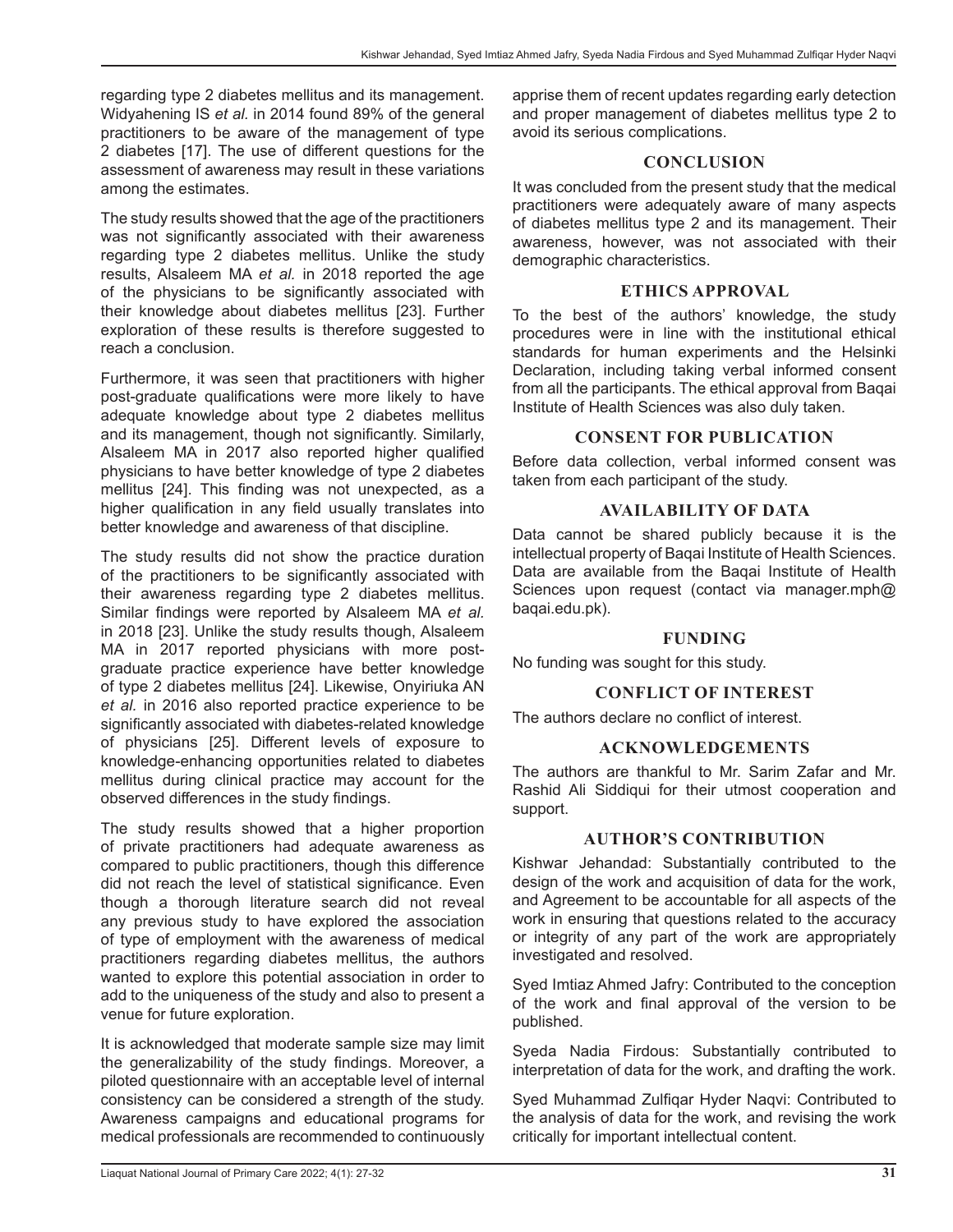regarding type 2 diabetes mellitus and its management. Widyahening IS *et al.* in 2014 found 89% of the general practitioners to be aware of the management of type 2 diabetes [17]. The use of different questions for the assessment of awareness may result in these variations among the estimates.

The study results showed that the age of the practitioners was not significantly associated with their awareness regarding type 2 diabetes mellitus. Unlike the study results, Alsaleem MA *et al.* in 2018 reported the age of the physicians to be significantly associated with their knowledge about diabetes mellitus [23]. Further exploration of these results is therefore suggested to reach a conclusion.

Furthermore, it was seen that practitioners with higher post-graduate qualifications were more likely to have adequate knowledge about type 2 diabetes mellitus and its management, though not significantly. Similarly, Alsaleem MA in 2017 also reported higher qualified physicians to have better knowledge of type 2 diabetes mellitus [24]. This finding was not unexpected, as a higher qualification in any field usually translates into better knowledge and awareness of that discipline.

The study results did not show the practice duration of the practitioners to be significantly associated with their awareness regarding type 2 diabetes mellitus. Similar findings were reported by Alsaleem MA *et al.* in 2018 [23]. Unlike the study results though, Alsaleem MA in 2017 reported physicians with more post-graduate practice experience have better knowledge of type 2 diabetes mellitus [24]. Likewise, Onyiriuka AN *et al.* in 2016 also reported practice experience to be significantly associated with diabetes-related knowledge of physicians [25]. Different levels of exposure to knowledge-enhancing opportunities related to diabetes mellitus during clinical practice may account for the observed differences in the study findings.

The study results showed that a higher proportion of private practitioners had adequate awareness as compared to public practitioners, though this difference did not reach the level of statistical significance. Even though a thorough literature search did not reveal any previous study to have explored the association of type of employment with the awareness of medical practitioners regarding diabetes mellitus, the authors wanted to explore this potential association in order to add to the uniqueness of the study and also to present a venue for future exploration.

It is acknowledged that moderate sample size may limit the generalizability of the study findings. Moreover, a piloted questionnaire with an acceptable level of internal consistency can be considered a strength of the study. Awareness campaigns and educational programs for medical professionals are recommended to continuously apprise them of recent updates regarding early detection and proper management of diabetes mellitus type 2 to avoid its serious complications.

## CONCLUSION

It was concluded from the present study that the medical practitioners were adequately aware of many aspects of diabetes mellitus type 2 and its management. Their awareness, however, was not associated with their demographic characteristics.

## ETHICS APPROVAL

To the best of the authors' knowledge, the study procedures were in line with the institutional ethical standards for human experiments and the Helsinki Declaration, including taking verbal informed consent from all the participants. The ethical approval from Baqai Institute of Health Sciences was also duly taken.

## CONSENT FOR PUBLICATION

Before data collection, verbal informed consent was taken from each participant of the study.

## AVAILABILITY OF DATA

Data cannot be shared publicly because it is the intellectual property of Baqai Institute of Health Sciences. Data are available from the Baqai Institute of Health Sciences upon request (contact via manager.mph@baqai.edu.pk).

## FUNDING

No funding was sought for this study.

## CONFLICT OF INTEREST

The authors declare no conflict of interest.

## ACKNOWLEDGEMENTS

The authors are thankful to Mr. Sarim Zafar and Mr. Rashid Ali Siddiqui for their utmost cooperation and support.

## AUTHOR'S CONTRIBUTION

Kishwar Jehandad: Substantially contributed to the design of the work and acquisition of data for the work, and Agreement to be accountable for all aspects of the work in ensuring that questions related to the accuracy or integrity of any part of the work are appropriately investigated and resolved.

Syed Imtiaz Ahmed Jafry: Contributed to the conception of the work and final approval of the version to be published.

Syeda Nadia Firdous: Substantially contributed to interpretation of data for the work, and drafting the work.

Syed Muhammad Zulfiqar Hyder Naqvi: Contributed to the analysis of data for the work, and revising the work critically for important intellectual content.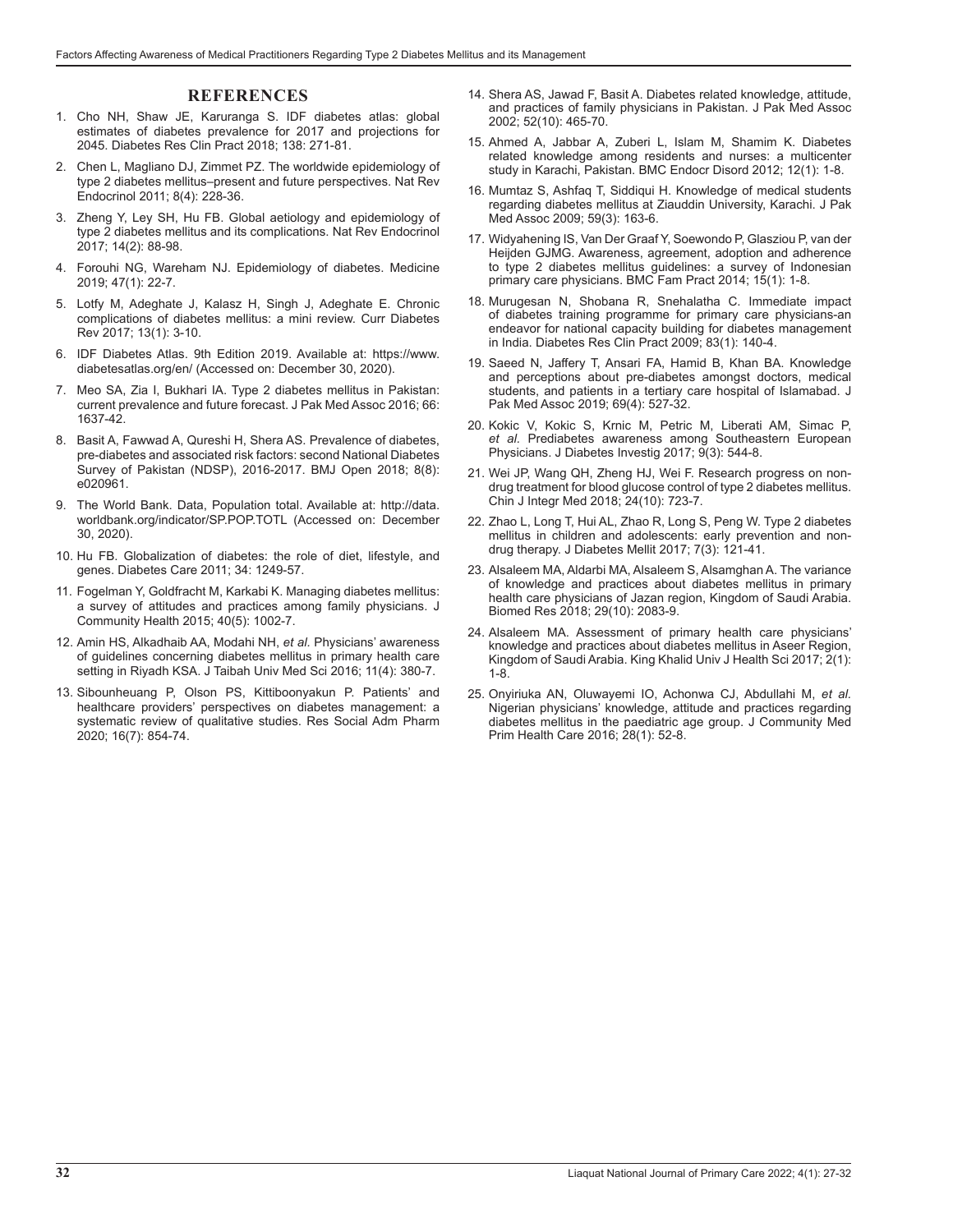## REFERENCES

1. Cho NH, Shaw JE, Karuranga S. IDF diabetes atlas: global estimates of diabetes prevalence for 2017 and projections for 2045. Diabetes Res Clin Pract 2018; 138: 271-81.
2. Chen L, Magliano DJ, Zimmet PZ. The worldwide epidemiology of type 2 diabetes mellitus–present and future perspectives. Nat Rev Endocrinol 2011; 8(4): 228-36.
3. Zheng Y, Ley SH, Hu FB. Global aetiology and epidemiology of type 2 diabetes mellitus and its complications. Nat Rev Endocrinol 2017; 14(2): 88-98.
4. Forouhi NG, Wareham NJ. Epidemiology of diabetes. Medicine 2019; 47(1): 22-7.
5. Lotfy M, Adeghate J, Kalasz H, Singh J, Adeghate E. Chronic complications of diabetes mellitus: a mini review. Curr Diabetes Rev 2017; 13(1): 3-10.
6. IDF Diabetes Atlas. 9th Edition 2019. Available at: https://www.diabetesatlas.org/en/ (Accessed on: December 30, 2020).
7. Meo SA, Zia I, Bukhari IA. Type 2 diabetes mellitus in Pakistan: current prevalence and future forecast. J Pak Med Assoc 2016; 66: 1637-42.
8. Basit A, Fawwad A, Qureshi H, Shera AS. Prevalence of diabetes, pre-diabetes and associated risk factors: second National Diabetes Survey of Pakistan (NDSP), 2016-2017. BMJ Open 2018; 8(8): e020961.
9. The World Bank. Data, Population total. Available at: http://data.worldbank.org/indicator/SP.POP.TOTL (Accessed on: December 30, 2020).
10. Hu FB. Globalization of diabetes: the role of diet, lifestyle, and genes. Diabetes Care 2011; 34: 1249-57.
11. Fogelman Y, Goldfracht M, Karkabi K. Managing diabetes mellitus: a survey of attitudes and practices among family physicians. J Community Health 2015; 40(5): 1002-7.
12. Amin HS, Alkadhaib AA, Modahi NH, *et al.* Physicians' awareness of guidelines concerning diabetes mellitus in primary health care setting in Riyadh KSA. J Taibah Univ Med Sci 2016; 11(4): 380-7.
13. Sibounheuang P, Olson PS, Kittiboonyakun P. Patients' and healthcare providers' perspectives on diabetes management: a systematic review of qualitative studies. Res Social Adm Pharm 2020; 16(7): 854-74.
14. Shera AS, Jawad F, Basit A. Diabetes related knowledge, attitude, and practices of family physicians in Pakistan. J Pak Med Assoc 2002; 52(10): 465-70.
15. Ahmed A, Jabbar A, Zuberi L, Islam M, Shamim K. Diabetes related knowledge among residents and nurses: a multicenter study in Karachi, Pakistan. BMC Endocr Disord 2012; 12(1): 1-8.
16. Mumtaz S, Ashfaq T, Siddiqui H. Knowledge of medical students regarding diabetes mellitus at Ziauddin University, Karachi. J Pak Med Assoc 2009; 59(3): 163-6.
17. Widyahening IS, Van Der Graaf Y, Soewondo P, Glasziou P, van der Heijden GJMG. Awareness, agreement, adoption and adherence to type 2 diabetes mellitus guidelines: a survey of Indonesian primary care physicians. BMC Fam Pract 2014; 15(1): 1-8.
18. Murugesan N, Shobana R, Snehalatha C. Immediate impact of diabetes training programme for primary care physicians-an endeavor for national capacity building for diabetes management in India. Diabetes Res Clin Pract 2009; 83(1): 140-4.
19. Saeed N, Jaffery T, Ansari FA, Hamid B, Khan BA. Knowledge and perceptions about pre-diabetes amongst doctors, medical students, and patients in a tertiary care hospital of Islamabad. J Pak Med Assoc 2019; 69(4): 527-32.
20. Kokic V, Kokic S, Krnic M, Petric M, Liberati AM, Simac P, *et al.* Prediabetes awareness among Southeastern European Physicians. J Diabetes Investig 2017; 9(3): 544-8.
21. Wei JP, Wang QH, Zheng HJ, Wei F. Research progress on non-drug treatment for blood glucose control of type 2 diabetes mellitus. Chin J Integr Med 2018; 24(10): 723-7.
22. Zhao L, Long T, Hui AL, Zhao R, Long S, Peng W. Type 2 diabetes mellitus in children and adolescents: early prevention and non-drug therapy. J Diabetes Mellit 2017; 7(3): 121-41.
23. Alsaleem MA, Aldarbi MA, Alsaleem S, Alsamghan A. The variance of knowledge and practices about diabetes mellitus in primary health care physicians of Jazan region, Kingdom of Saudi Arabia. Biomed Res 2018; 29(10): 2083-9.
24. Alsaleem MA. Assessment of primary health care physicians' knowledge and practices about diabetes mellitus in Aseer Region, Kingdom of Saudi Arabia. King Khalid Univ J Health Sci 2017; 2(1): 1-8.
25. Onyiriuka AN, Oluwayemi IO, Achonwa CJ, Abdullahi M, *et al.* Nigerian physicians' knowledge, attitude and practices regarding diabetes mellitus in the paediatric age group. J Community Med Prim Health Care 2016; 28(1): 52-8.